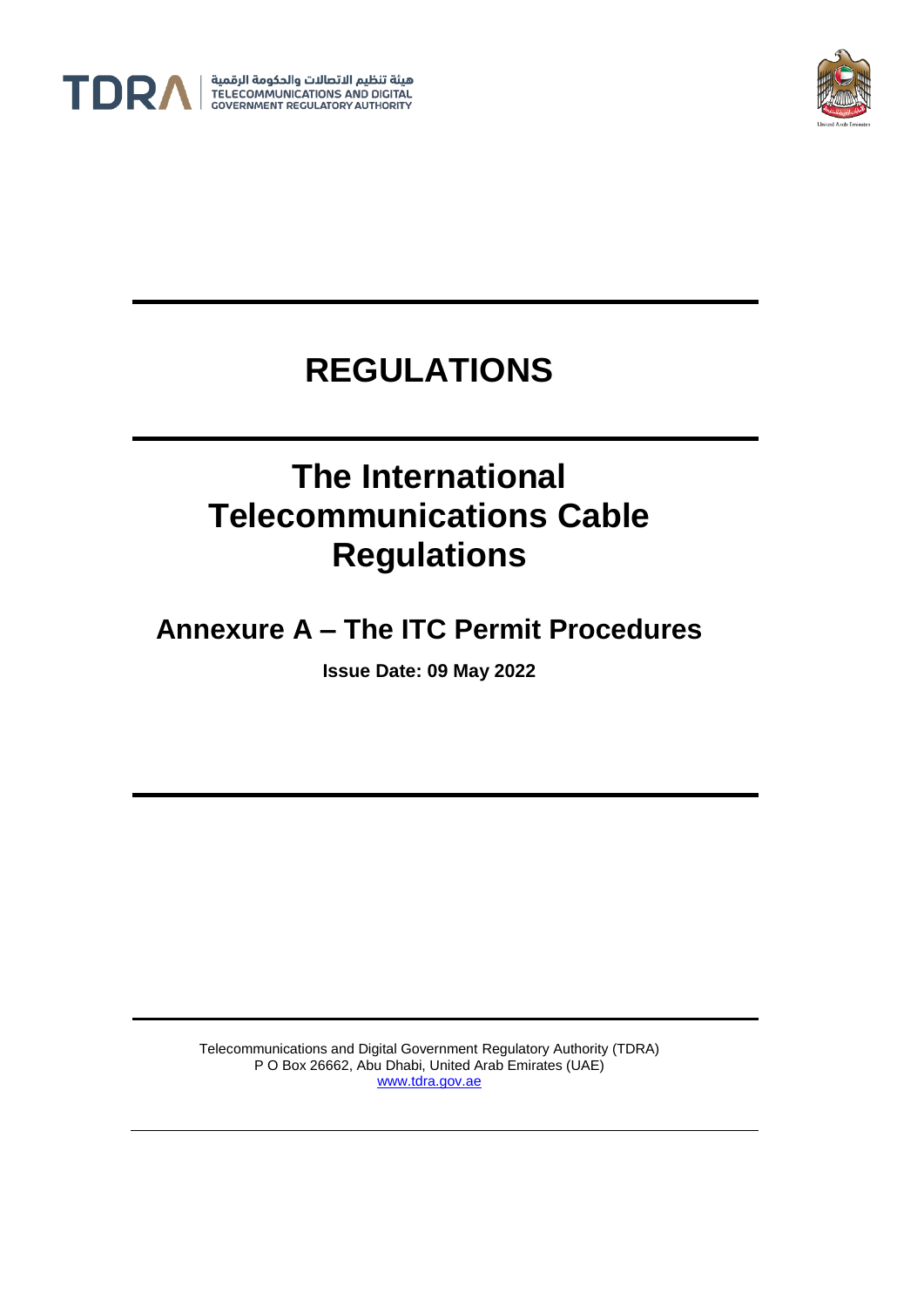هيئة تنظيم الاتصالات والحكومة الرقمية
TELECOMMUNICATIONS AND DIGITAL GOVERNMENT REGULATORY AUTHORITY

# REGULATIONS

# The International Telecommunications Cable Regulations

## Annexure A – The ITC Permit Procedures

**Issue Date: 09 May 2022**

Telecommunications and Digital Government Regulatory Authority (TDRA)
P O Box 26662, Abu Dhabi, United Arab Emirates (UAE)
www.tdra.gov.ae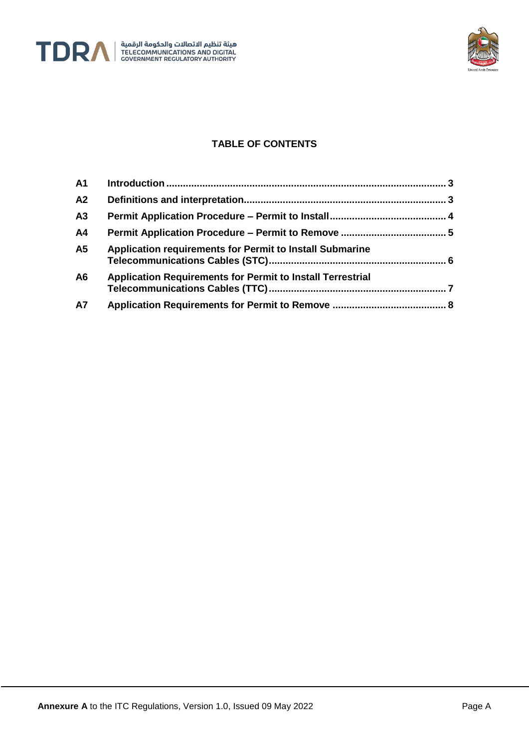# TABLE OF CONTENTS

| | | |
|---|---|---|
| **A1** | **Introduction** | **3** |
| **A2** | **Definitions and interpretation** | **3** |
| **A3** | **Permit Application Procedure – Permit to Install** | **4** |
| **A4** | **Permit Application Procedure – Permit to Remove** | **5** |
| **A5** | **Application requirements for Permit to Install Submarine Telecommunications Cables (STC)** | **6** |
| **A6** | **Application Requirements for Permit to Install Terrestrial Telecommunications Cables (TTC)** | **7** |
| **A7** | **Application Requirements for Permit to Remove** | **8** |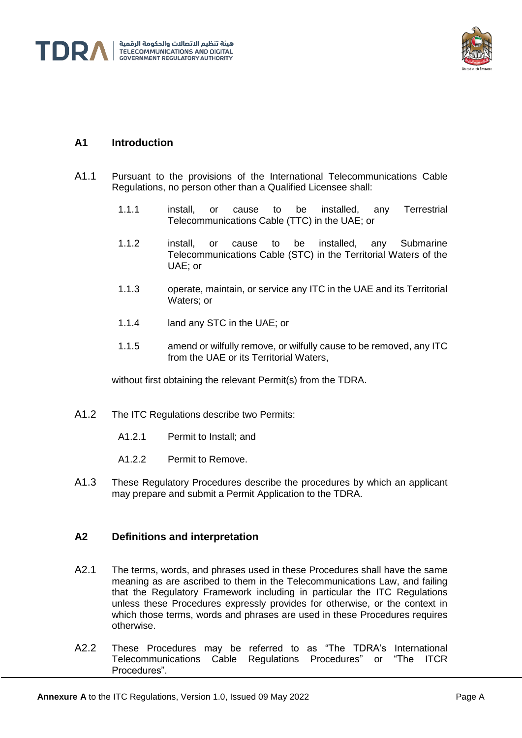## A1 Introduction

A1.1 Pursuant to the provisions of the International Telecommunications Cable Regulations, no person other than a Qualified Licensee shall:

1.1.1 install, or cause to be installed, any Terrestrial Telecommunications Cable (TTC) in the UAE; or

1.1.2 install, or cause to be installed, any Submarine Telecommunications Cable (STC) in the Territorial Waters of the UAE; or

1.1.3 operate, maintain, or service any ITC in the UAE and its Territorial Waters; or

1.1.4 land any STC in the UAE; or

1.1.5 amend or wilfully remove, or wilfully cause to be removed, any ITC from the UAE or its Territorial Waters,

without first obtaining the relevant Permit(s) from the TDRA.

A1.2 The ITC Regulations describe two Permits:

A1.2.1 Permit to Install; and

A1.2.2 Permit to Remove.

A1.3 These Regulatory Procedures describe the procedures by which an applicant may prepare and submit a Permit Application to the TDRA.

## A2 Definitions and interpretation

A2.1 The terms, words, and phrases used in these Procedures shall have the same meaning as are ascribed to them in the Telecommunications Law, and failing that the Regulatory Framework including in particular the ITC Regulations unless these Procedures expressly provides for otherwise, or the context in which those terms, words and phrases are used in these Procedures requires otherwise.

A2.2 These Procedures may be referred to as "The TDRA's International Telecommunications Cable Regulations Procedures" or "The ITCR Procedures".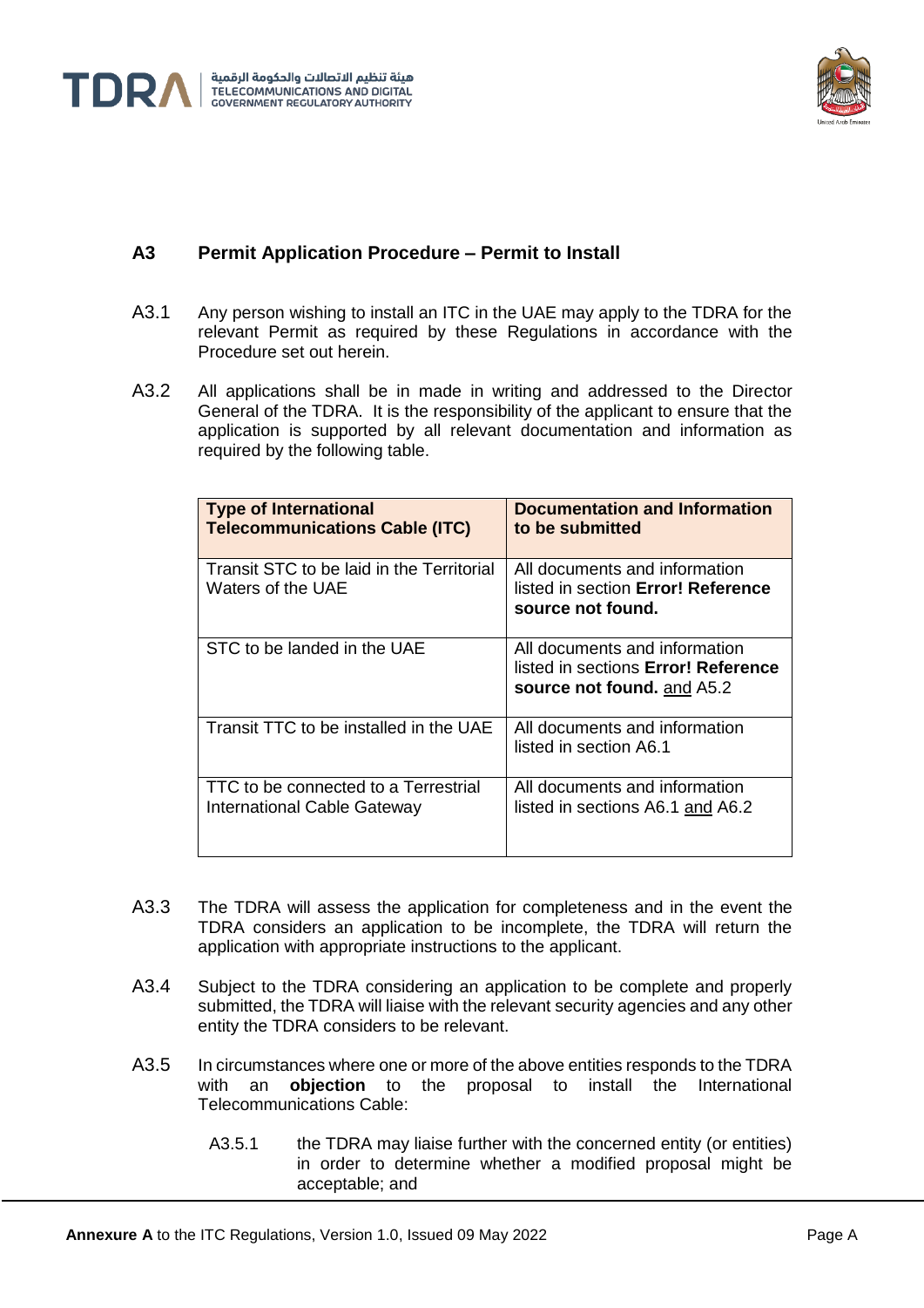## A3 Permit Application Procedure – Permit to Install

A3.1 Any person wishing to install an ITC in the UAE may apply to the TDRA for the relevant Permit as required by these Regulations in accordance with the Procedure set out herein.

A3.2 All applications shall be in made in writing and addressed to the Director General of the TDRA. It is the responsibility of the applicant to ensure that the application is supported by all relevant documentation and information as required by the following table.

| Type of International Telecommunications Cable (ITC) | Documentation and Information to be submitted |
|---|---|
| Transit STC to be laid in the Territorial Waters of the UAE | All documents and information listed in section **Error! Reference source not found.** |
| STC to be landed in the UAE | All documents and information listed in sections **Error! Reference source not found.** <u>and</u> A5.2 |
| Transit TTC to be installed in the UAE | All documents and information listed in section A6.1 |
| TTC to be connected to a Terrestrial International Cable Gateway | All documents and information listed in sections A6.1 <u>and</u> A6.2 |

A3.3 The TDRA will assess the application for completeness and in the event the TDRA considers an application to be incomplete, the TDRA will return the application with appropriate instructions to the applicant.

A3.4 Subject to the TDRA considering an application to be complete and properly submitted, the TDRA will liaise with the relevant security agencies and any other entity the TDRA considers to be relevant.

A3.5 In circumstances where one or more of the above entities responds to the TDRA with an **objection** to the proposal to install the International Telecommunications Cable:

A3.5.1 the TDRA may liaise further with the concerned entity (or entities) in order to determine whether a modified proposal might be acceptable; and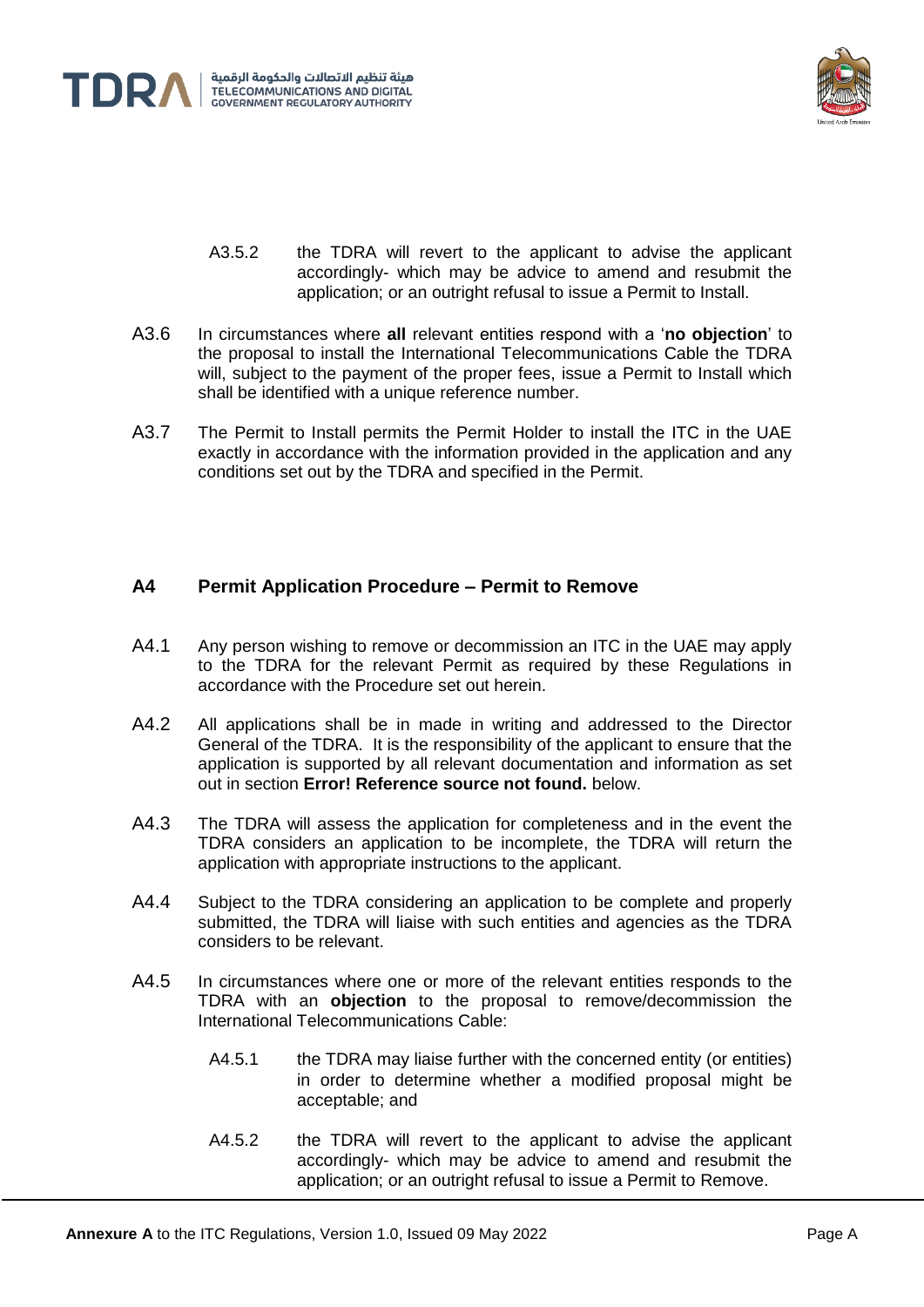A3.5.2 the TDRA will revert to the applicant to advise the applicant accordingly- which may be advice to amend and resubmit the application; or an outright refusal to issue a Permit to Install.

A3.6 In circumstances where **all** relevant entities respond with a '**no objection**' to the proposal to install the International Telecommunications Cable the TDRA will, subject to the payment of the proper fees, issue a Permit to Install which shall be identified with a unique reference number.

A3.7 The Permit to Install permits the Permit Holder to install the ITC in the UAE exactly in accordance with the information provided in the application and any conditions set out by the TDRA and specified in the Permit.

## A4 Permit Application Procedure – Permit to Remove

A4.1 Any person wishing to remove or decommission an ITC in the UAE may apply to the TDRA for the relevant Permit as required by these Regulations in accordance with the Procedure set out herein.

A4.2 All applications shall be in made in writing and addressed to the Director General of the TDRA. It is the responsibility of the applicant to ensure that the application is supported by all relevant documentation and information as set out in section **Error! Reference source not found.** below.

A4.3 The TDRA will assess the application for completeness and in the event the TDRA considers an application to be incomplete, the TDRA will return the application with appropriate instructions to the applicant.

A4.4 Subject to the TDRA considering an application to be complete and properly submitted, the TDRA will liaise with such entities and agencies as the TDRA considers to be relevant.

A4.5 In circumstances where one or more of the relevant entities responds to the TDRA with an **objection** to the proposal to remove/decommission the International Telecommunications Cable:

A4.5.1 the TDRA may liaise further with the concerned entity (or entities) in order to determine whether a modified proposal might be acceptable; and

A4.5.2 the TDRA will revert to the applicant to advise the applicant accordingly- which may be advice to amend and resubmit the application; or an outright refusal to issue a Permit to Remove.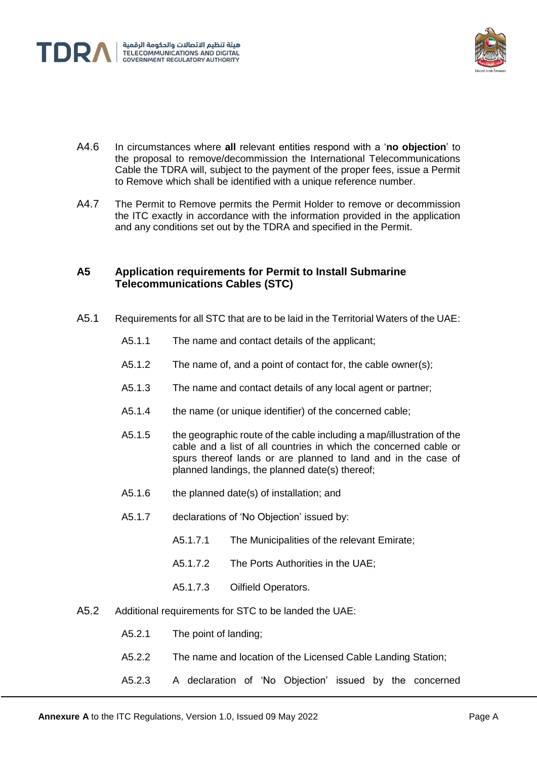A4.6 In circumstances where **all** relevant entities respond with a '**no objection**' to the proposal to remove/decommission the International Telecommunications Cable the TDRA will, subject to the payment of the proper fees, issue a Permit to Remove which shall be identified with a unique reference number.

A4.7 The Permit to Remove permits the Permit Holder to remove or decommission the ITC exactly in accordance with the information provided in the application and any conditions set out by the TDRA and specified in the Permit.

## A5 Application requirements for Permit to Install Submarine Telecommunications Cables (STC)

A5.1 Requirements for all STC that are to be laid in the Territorial Waters of the UAE:

- A5.1.1 The name and contact details of the applicant;
- A5.1.2 The name of, and a point of contact for, the cable owner(s);
- A5.1.3 The name and contact details of any local agent or partner;
- A5.1.4 the name (or unique identifier) of the concerned cable;
- A5.1.5 the geographic route of the cable including a map/illustration of the cable and a list of all countries in which the concerned cable or spurs thereof lands or are planned to land and in the case of planned landings, the planned date(s) thereof;
- A5.1.6 the planned date(s) of installation; and
- A5.1.7 declarations of 'No Objection' issued by:
  - A5.1.7.1 The Municipalities of the relevant Emirate;
  - A5.1.7.2 The Ports Authorities in the UAE;
  - A5.1.7.3 Oilfield Operators.

A5.2 Additional requirements for STC to be landed the UAE:

- A5.2.1 The point of landing;
- A5.2.2 The name and location of the Licensed Cable Landing Station;
- A5.2.3 A declaration of 'No Objection' issued by the concerned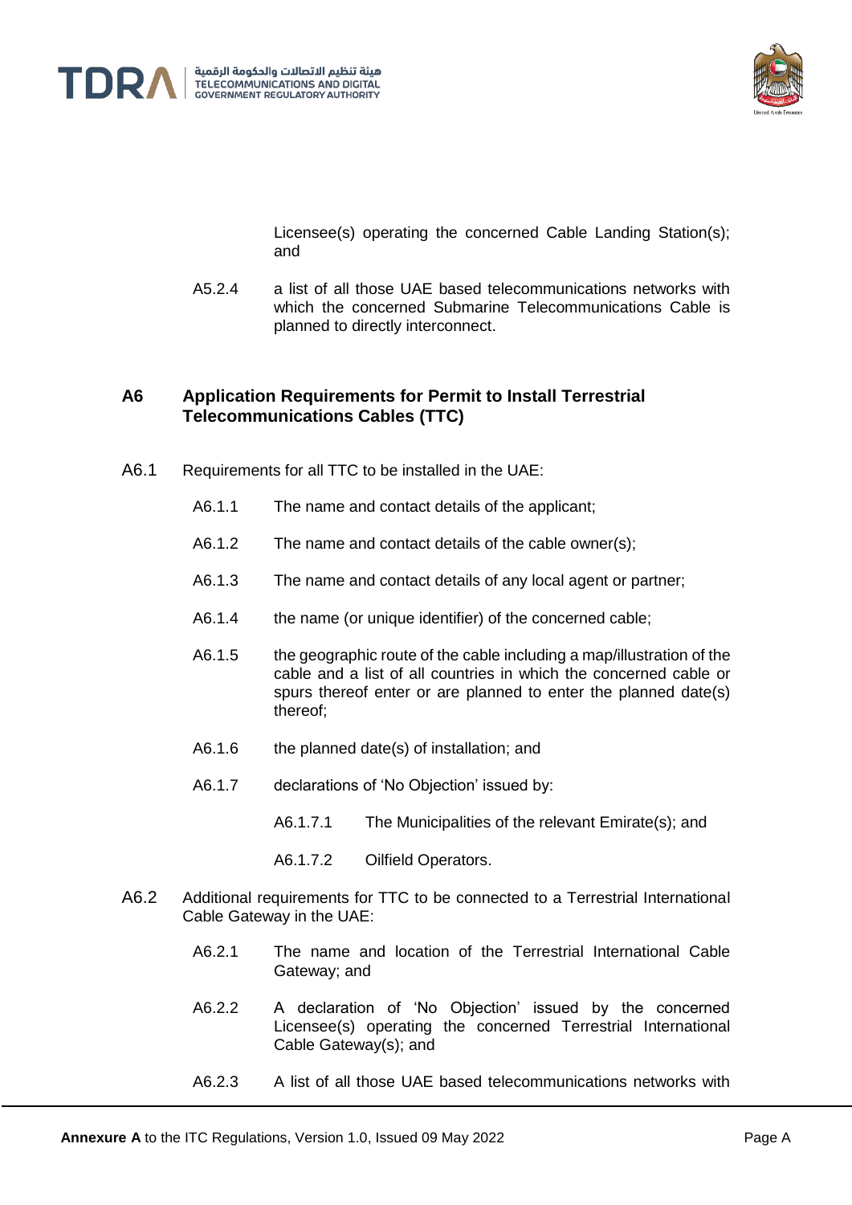Licensee(s) operating the concerned Cable Landing Station(s); and

A5.2.4 a list of all those UAE based telecommunications networks with which the concerned Submarine Telecommunications Cable is planned to directly interconnect.

## A6 Application Requirements for Permit to Install Terrestrial Telecommunications Cables (TTC)

A6.1 Requirements for all TTC to be installed in the UAE:

A6.1.1 The name and contact details of the applicant;

A6.1.2 The name and contact details of the cable owner(s);

A6.1.3 The name and contact details of any local agent or partner;

A6.1.4 the name (or unique identifier) of the concerned cable;

A6.1.5 the geographic route of the cable including a map/illustration of the cable and a list of all countries in which the concerned cable or spurs thereof enter or are planned to enter the planned date(s) thereof;

A6.1.6 the planned date(s) of installation; and

A6.1.7 declarations of 'No Objection' issued by:

A6.1.7.1 The Municipalities of the relevant Emirate(s); and

A6.1.7.2 Oilfield Operators.

A6.2 Additional requirements for TTC to be connected to a Terrestrial International Cable Gateway in the UAE:

A6.2.1 The name and location of the Terrestrial International Cable Gateway; and

A6.2.2 A declaration of 'No Objection' issued by the concerned Licensee(s) operating the concerned Terrestrial International Cable Gateway(s); and

A6.2.3 A list of all those UAE based telecommunications networks with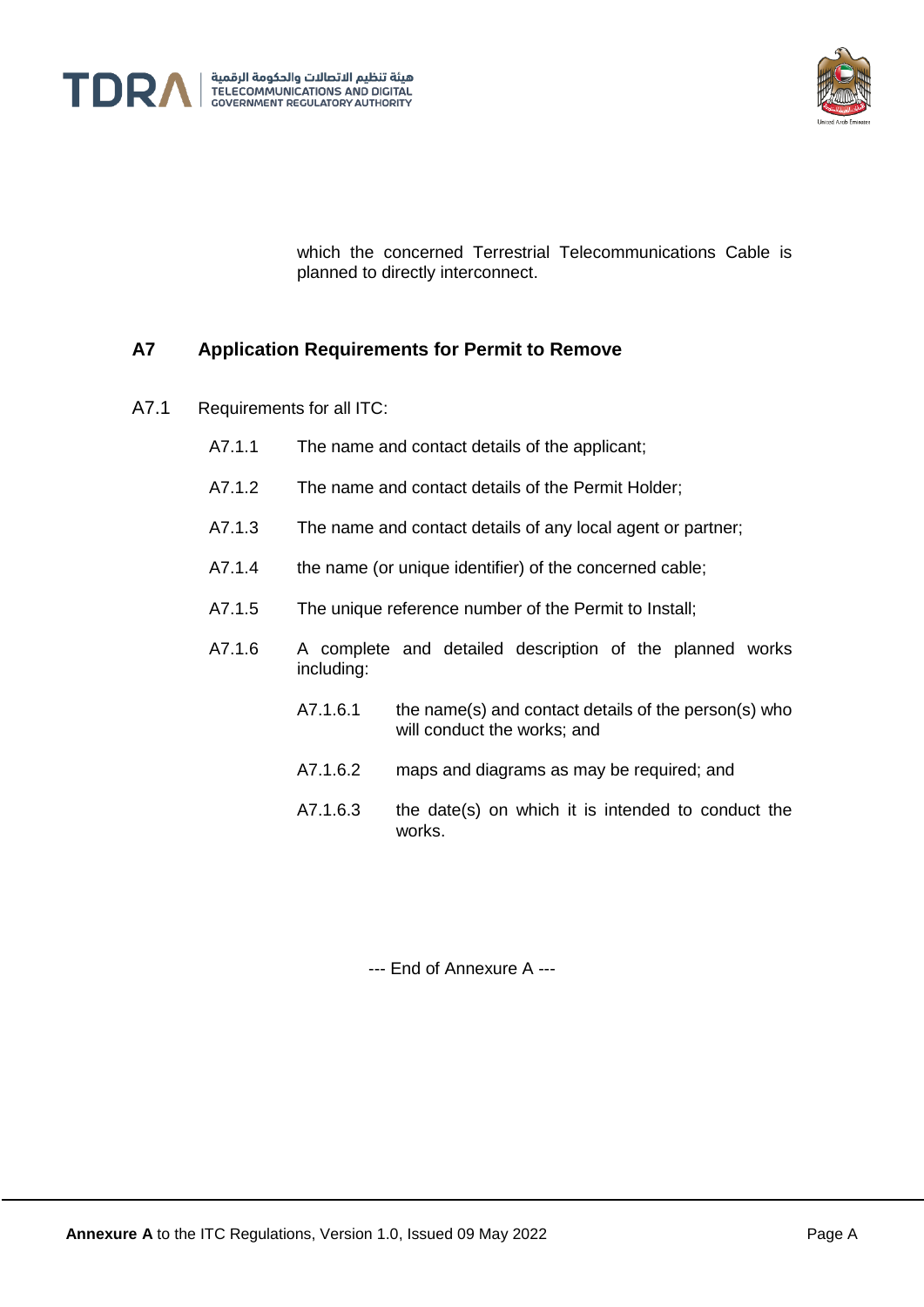which the concerned Terrestrial Telecommunications Cable is planned to directly interconnect.

## A7 Application Requirements for Permit to Remove

A7.1 Requirements for all ITC:

- A7.1.1 The name and contact details of the applicant;
- A7.1.2 The name and contact details of the Permit Holder;
- A7.1.3 The name and contact details of any local agent or partner;
- A7.1.4 the name (or unique identifier) of the concerned cable;
- A7.1.5 The unique reference number of the Permit to Install;
- A7.1.6 A complete and detailed description of the planned works including:
  - A7.1.6.1 the name(s) and contact details of the person(s) who will conduct the works; and
  - A7.1.6.2 maps and diagrams as may be required; and
  - A7.1.6.3 the date(s) on which it is intended to conduct the works.

--- End of Annexure A ---